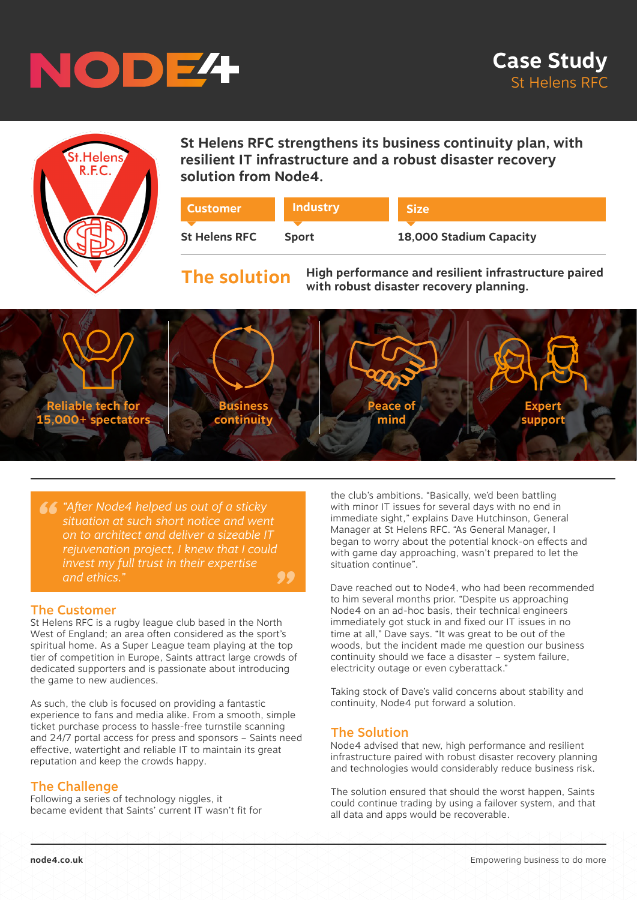# Case Study

St Helens RFC

**St Helens RFC strengthens its business continuity plan, with resilient IT infrastructure and a robust disaster recovery solution from Node4.**

| Customer | Industry | Size |
|---|---|---|
| St Helens RFC | Sport | 18,000 Stadium Capacity |

## The solution

**High performance and resilient infrastructure paired with robust disaster recovery planning.**

- Reliable tech for 15,000+ spectators
- Business continuity
- Peace of mind
- Expert support

> *"After Node4 helped us out of a sticky situation at such short notice and went on to architect and deliver a sizeable IT rejuvenation project, I knew that I could invest my full trust in their expertise and ethics."*

## The Customer

St Helens RFC is a rugby league club based in the North West of England; an area often considered as the sport's spiritual home. As a Super League team playing at the top tier of competition in Europe, Saints attract large crowds of dedicated supporters and is passionate about introducing the game to new audiences.

As such, the club is focused on providing a fantastic experience to fans and media alike. From a smooth, simple ticket purchase process to hassle-free turnstile scanning and 24/7 portal access for press and sponsors – Saints need effective, watertight and reliable IT to maintain its great reputation and keep the crowds happy.

## The Challenge

Following a series of technology niggles, it became evident that Saints' current IT wasn't fit for the club's ambitions. "Basically, we'd been battling with minor IT issues for several days with no end in immediate sight," explains Dave Hutchinson, General Manager at St Helens RFC. "As General Manager, I began to worry about the potential knock-on effects and with game day approaching, wasn't prepared to let the situation continue".

Dave reached out to Node4, who had been recommended to him several months prior. "Despite us approaching Node4 on an ad-hoc basis, their technical engineers immediately got stuck in and fixed our IT issues in no time at all," Dave says. "It was great to be out of the woods, but the incident made me question our business continuity should we face a disaster – system failure, electricity outage or even cyberattack."

Taking stock of Dave's valid concerns about stability and continuity, Node4 put forward a solution.

## The Solution

Node4 advised that new, high performance and resilient infrastructure paired with robust disaster recovery planning and technologies would considerably reduce business risk.

The solution ensured that should the worst happen, Saints could continue trading by using a failover system, and that all data and apps would be recoverable.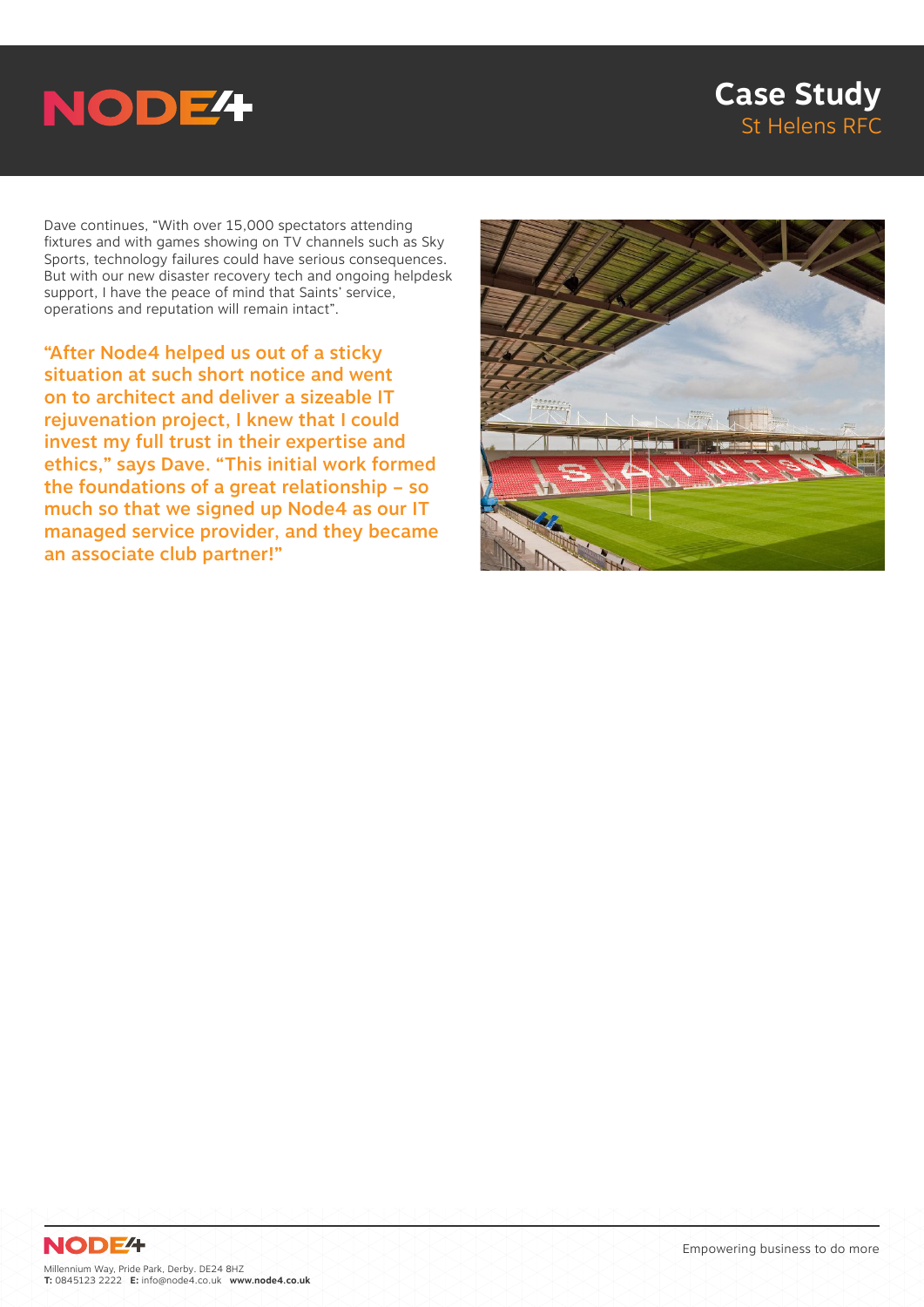Dave continues, "With over 15,000 spectators attending fixtures and with games showing on TV channels such as Sky Sports, technology failures could have serious consequences. But with our new disaster recovery tech and ongoing helpdesk support, I have the peace of mind that Saints' service, operations and reputation will remain intact".

**"After Node4 helped us out of a sticky situation at such short notice and went on to architect and deliver a sizeable IT rejuvenation project, I knew that I could invest my full trust in their expertise and ethics," says Dave. "This initial work formed the foundations of a great relationship – so much so that we signed up Node4 as our IT managed service provider, and they became an associate club partner!"**